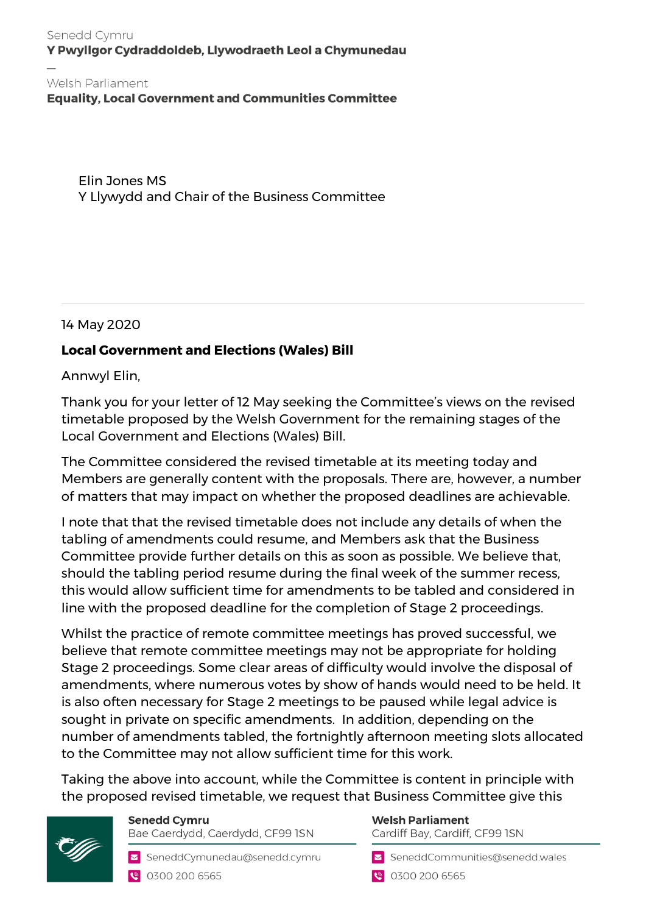Senedd Cymru
**Y Pwyllgor Cydraddoldeb, Llywodraeth Leol a Chymunedau**

—

Welsh Parliament
**Equality, Local Government and Communities Committee**

Elin Jones MS
Y Llywydd and Chair of the Business Committee

14 May 2020

**Local Government and Elections (Wales) Bill**

Annwyl Elin,

Thank you for your letter of 12 May seeking the Committee's views on the revised timetable proposed by the Welsh Government for the remaining stages of the Local Government and Elections (Wales) Bill.

The Committee considered the revised timetable at its meeting today and Members are generally content with the proposals. There are, however, a number of matters that may impact on whether the proposed deadlines are achievable.

I note that that the revised timetable does not include any details of when the tabling of amendments could resume, and Members ask that the Business Committee provide further details on this as soon as possible. We believe that, should the tabling period resume during the final week of the summer recess, this would allow sufficient time for amendments to be tabled and considered in line with the proposed deadline for the completion of Stage 2 proceedings.

Whilst the practice of remote committee meetings has proved successful, we believe that remote committee meetings may not be appropriate for holding Stage 2 proceedings. Some clear areas of difficulty would involve the disposal of amendments, where numerous votes by show of hands would need to be held. It is also often necessary for Stage 2 meetings to be paused while legal advice is sought in private on specific amendments. In addition, depending on the number of amendments tabled, the fortnightly afternoon meeting slots allocated to the Committee may not allow sufficient time for this work.

Taking the above into account, while the Committee is content in principle with the proposed revised timetable, we request that Business Committee give this

**Senedd Cymru**
Bae Caerdydd, Caerdydd, CF99 1SN
SeneddCymunedau@senedd.cymru
0300 200 6565

**Welsh Parliament**
Cardiff Bay, Cardiff, CF99 1SN
SeneddCommunities@senedd.wales
0300 200 6565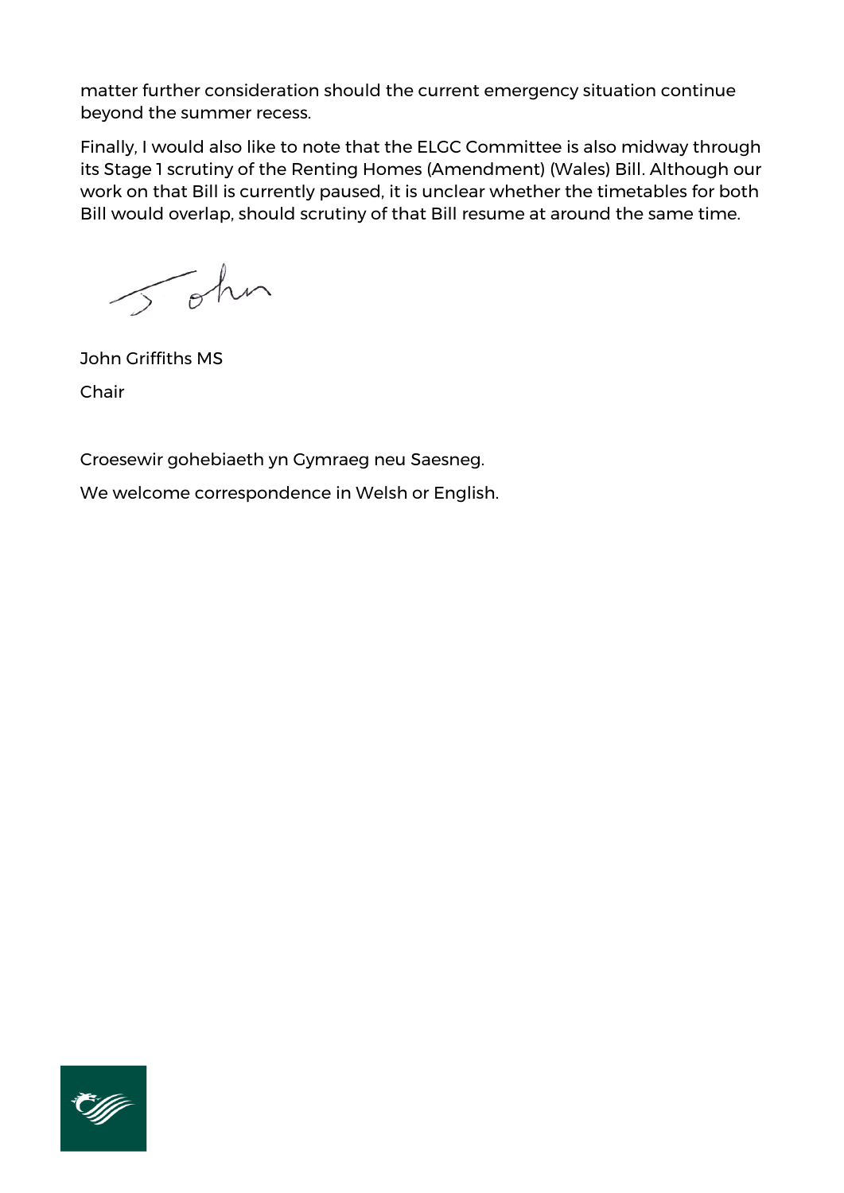matter further consideration should the current emergency situation continue beyond the summer recess.

Finally, I would also like to note that the ELGC Committee is also midway through its Stage 1 scrutiny of the Renting Homes (Amendment) (Wales) Bill. Although our work on that Bill is currently paused, it is unclear whether the timetables for both Bill would overlap, should scrutiny of that Bill resume at around the same time.

John Griffiths MS

Chair

Croesewir gohebiaeth yn Gymraeg neu Saesneg.

We welcome correspondence in Welsh or English.